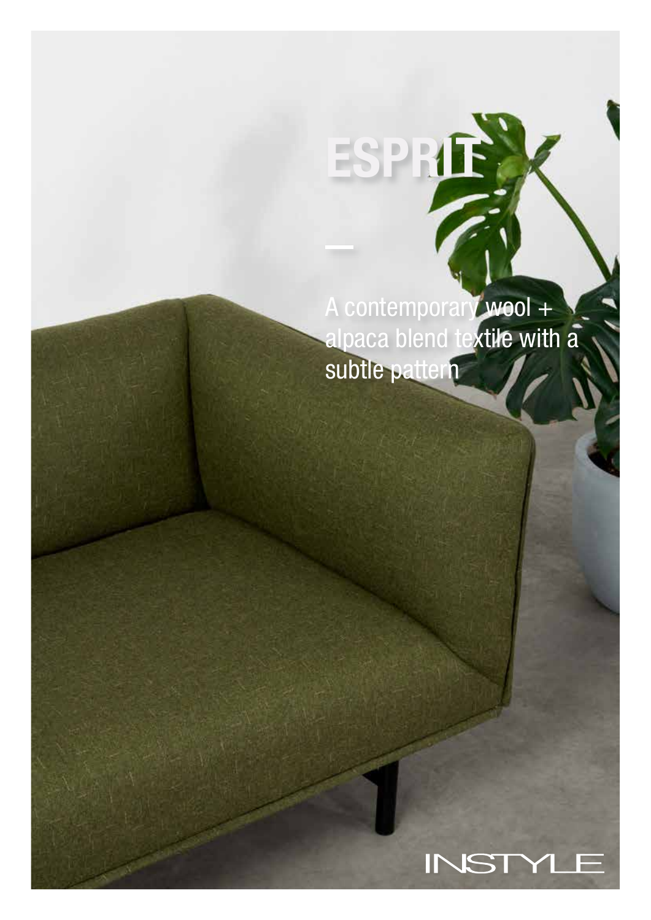# ESPRIT

—

A contemporary wool + alpaca blend textile with a subtle pattern

INSTYLE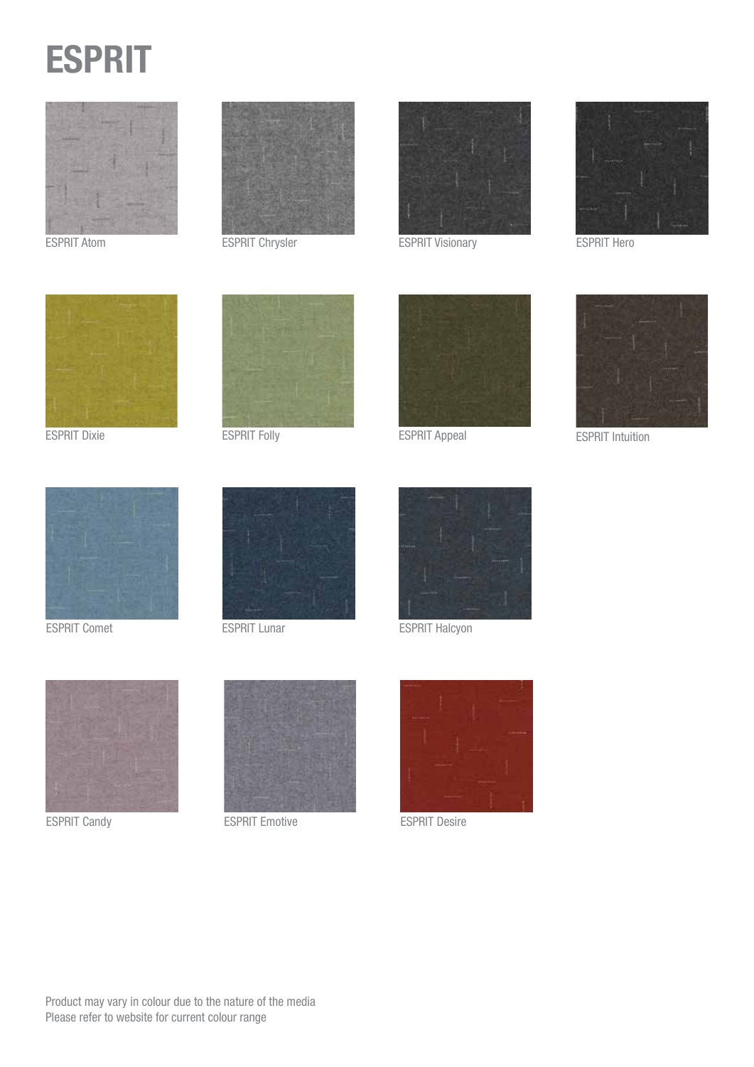# ESPRIT

ESPRIT Atom

ESPRIT Chrysler

ESPRIT Visionary

ESPRIT Hero

ESPRIT Dixie

ESPRIT Folly

ESPRIT Appeal

ESPRIT Intuition

ESPRIT Comet

ESPRIT Lunar

ESPRIT Halcyon

ESPRIT Candy

ESPRIT Emotive

ESPRIT Desire

Product may vary in colour due to the nature of the media
Please refer to website for current colour range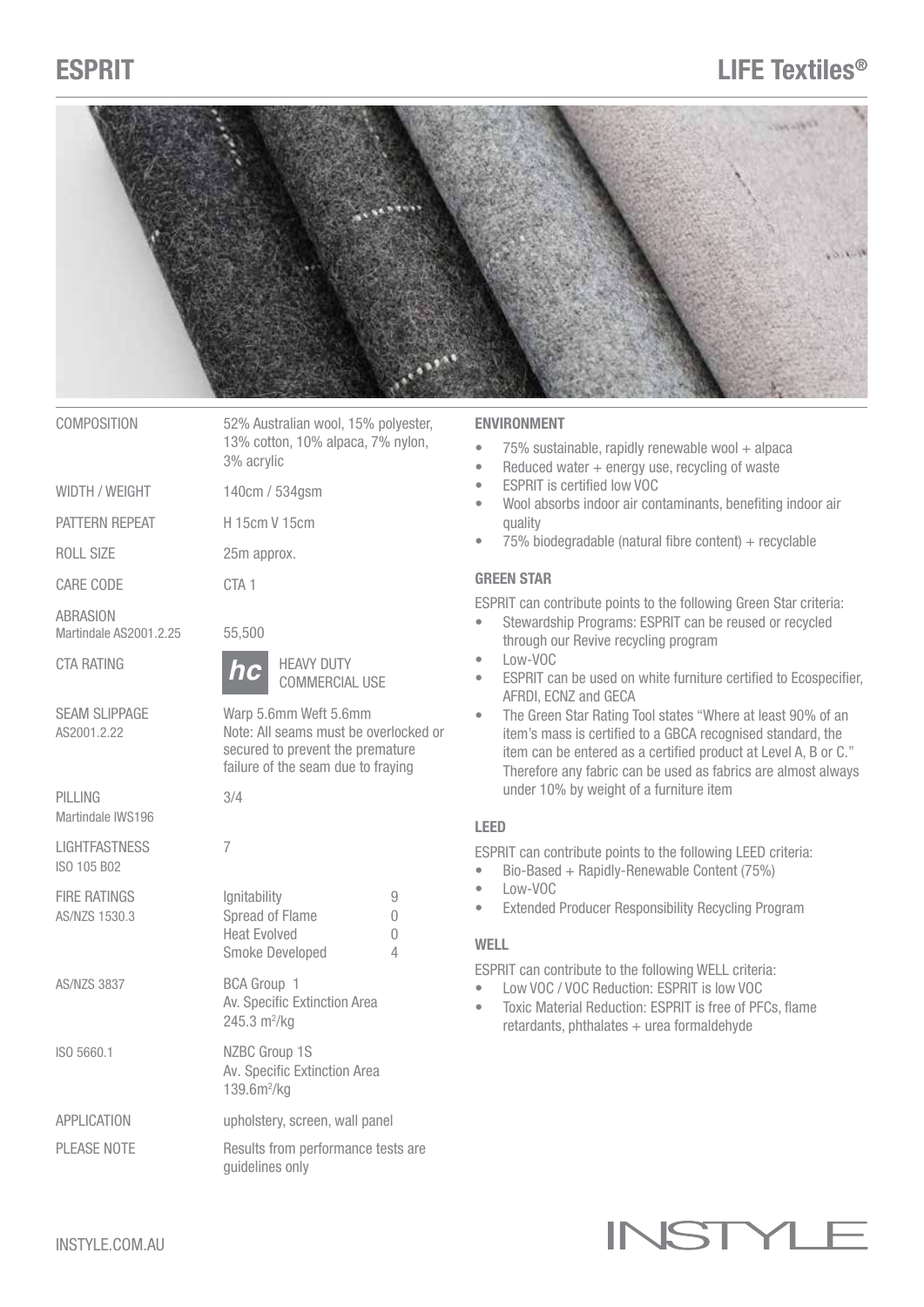# ESPRIT

## LIFE Textiles®

| | |
|---|---|
| COMPOSITION | 52% Australian wool, 15% polyester, 13% cotton, 10% alpaca, 7% nylon, 3% acrylic |
| WIDTH / WEIGHT | 140cm / 534gsm |
| PATTERN REPEAT | H 15cm V 15cm |
| ROLL SIZE | 25m approx. |
| CARE CODE | CTA 1 |
| ABRASION Martindale AS2001.2.25 | 55,500 |
| CTA RATING | hc HEAVY DUTY COMMERCIAL USE |
| SEAM SLIPPAGE AS2001.2.22 | Warp 5.6mm Weft 5.6mm Note: All seams must be overlocked or secured to prevent the premature failure of the seam due to fraying |
| PILLING Martindale IWS196 | 3/4 |
| LIGHTFASTNESS ISO 105 B02 | 7 |
| FIRE RATINGS AS/NZS 1530.3 | Ignitability 9, Spread of Flame 0, Heat Evolved 0, Smoke Developed 4 |
| AS/NZS 3837 | BCA Group 1 Av. Specific Extinction Area 245.3 m²/kg |
| ISO 5660.1 | NZBC Group 1S Av. Specific Extinction Area 139.6m²/kg |
| APPLICATION | upholstery, screen, wall panel |
| PLEASE NOTE | Results from performance tests are guidelines only |

### ENVIRONMENT

- 75% sustainable, rapidly renewable wool + alpaca
- Reduced water + energy use, recycling of waste
- ESPRIT is certified low VOC
- Wool absorbs indoor air contaminants, benefiting indoor air quality
- 75% biodegradable (natural fibre content) + recyclable

### GREEN STAR

ESPRIT can contribute points to the following Green Star criteria:

- Stewardship Programs: ESPRIT can be reused or recycled through our Revive recycling program
- Low-VOC
- ESPRIT can be used on white furniture certified to Ecospecifier, AFRDI, ECNZ and GECA
- The Green Star Rating Tool states "Where at least 90% of an item's mass is certified to a GBCA recognised standard, the item can be entered as a certified product at Level A, B or C." Therefore any fabric can be used as fabrics are almost always under 10% by weight of a furniture item

### LEED

ESPRIT can contribute points to the following LEED criteria:

- Bio-Based + Rapidly-Renewable Content (75%)
- Low-VOC
- Extended Producer Responsibility Recycling Program

### WELL

ESPRIT can contribute to the following WELL criteria:

- Low VOC / VOC Reduction: ESPRIT is low VOC
- Toxic Material Reduction: ESPRIT is free of PFCs, flame retardants, phthalates + urea formaldehyde

INSTYLE.COM.AU

INSTYLE